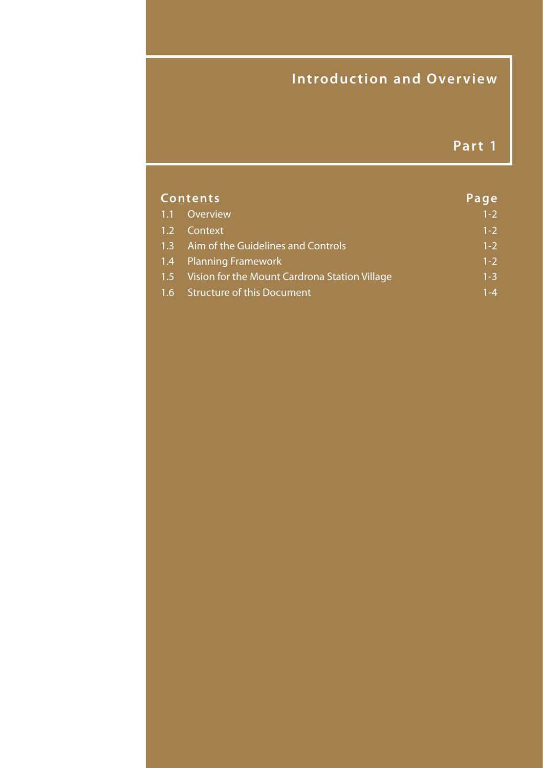# Introduction and Overview

## Part 1

| Contents | | Page |
|---|---|---|
| 1.1 | Overview | 1-2 |
| 1.2 | Context | 1-2 |
| 1.3 | Aim of the Guidelines and Controls | 1-2 |
| 1.4 | Planning Framework | 1-2 |
| 1.5 | Vision for the Mount Cardrona Station Village | 1-3 |
| 1.6 | Structure of this Document | 1-4 |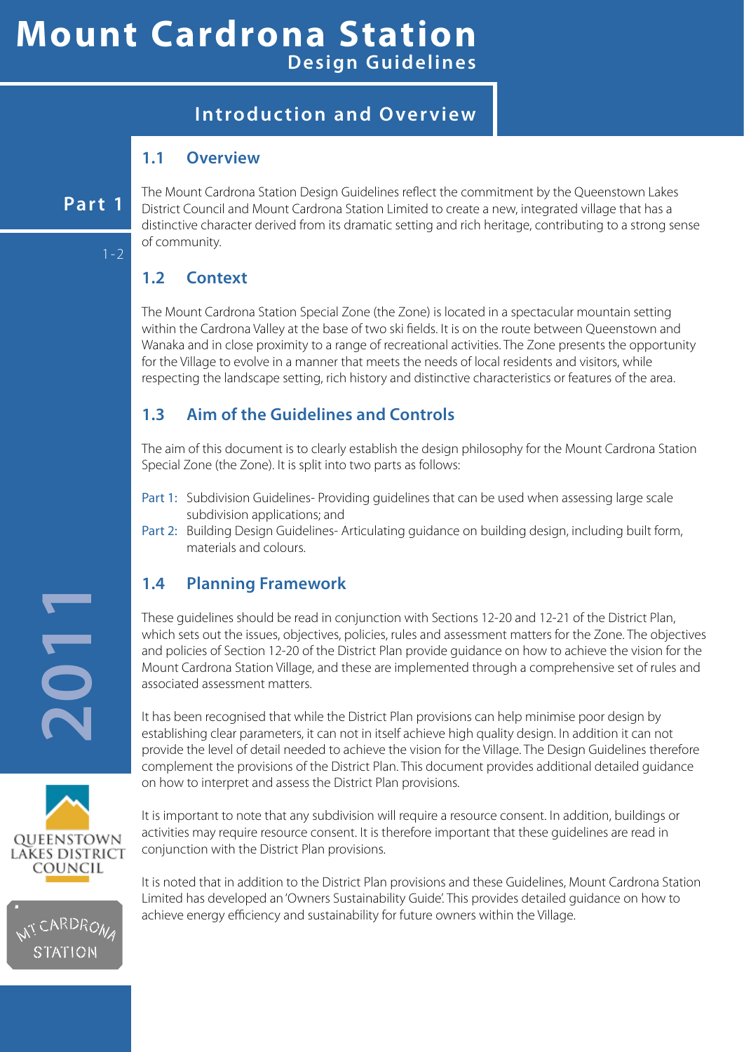# Mount Cardrona Station

## Design Guidelines

## Introduction and Overview

**Part 1**

### 1.1 Overview

The Mount Cardrona Station Design Guidelines reflect the commitment by the Queenstown Lakes District Council and Mount Cardrona Station Limited to create a new, integrated village that has a distinctive character derived from its dramatic setting and rich heritage, contributing to a strong sense of community.

### 1.2 Context

The Mount Cardrona Station Special Zone (the Zone) is located in a spectacular mountain setting within the Cardrona Valley at the base of two ski fields. It is on the route between Queenstown and Wanaka and in close proximity to a range of recreational activities. The Zone presents the opportunity for the Village to evolve in a manner that meets the needs of local residents and visitors, while respecting the landscape setting, rich history and distinctive characteristics or features of the area.

### 1.3 Aim of the Guidelines and Controls

The aim of this document is to clearly establish the design philosophy for the Mount Cardrona Station Special Zone (the Zone). It is split into two parts as follows:

- Part 1: Subdivision Guidelines- Providing guidelines that can be used when assessing large scale subdivision applications; and
- Part 2: Building Design Guidelines- Articulating guidance on building design, including built form, materials and colours.

### 1.4 Planning Framework

These guidelines should be read in conjunction with Sections 12-20 and 12-21 of the District Plan, which sets out the issues, objectives, policies, rules and assessment matters for the Zone. The objectives and policies of Section 12-20 of the District Plan provide guidance on how to achieve the vision for the Mount Cardrona Station Village, and these are implemented through a comprehensive set of rules and associated assessment matters.

It has been recognised that while the District Plan provisions can help minimise poor design by establishing clear parameters, it can not in itself achieve high quality design. In addition it can not provide the level of detail needed to achieve the vision for the Village. The Design Guidelines therefore complement the provisions of the District Plan. This document provides additional detailed guidance on how to interpret and assess the District Plan provisions.

It is important to note that any subdivision will require a resource consent. In addition, buildings or activities may require resource consent. It is therefore important that these guidelines are read in conjunction with the District Plan provisions.

It is noted that in addition to the District Plan provisions and these Guidelines, Mount Cardrona Station Limited has developed an 'Owners Sustainability Guide'. This provides detailed guidance on how to achieve energy efficiency and sustainability for future owners within the Village.

2011

QUEENSTOWN LAKES DISTRICT COUNCIL

MT CARDRONA STATION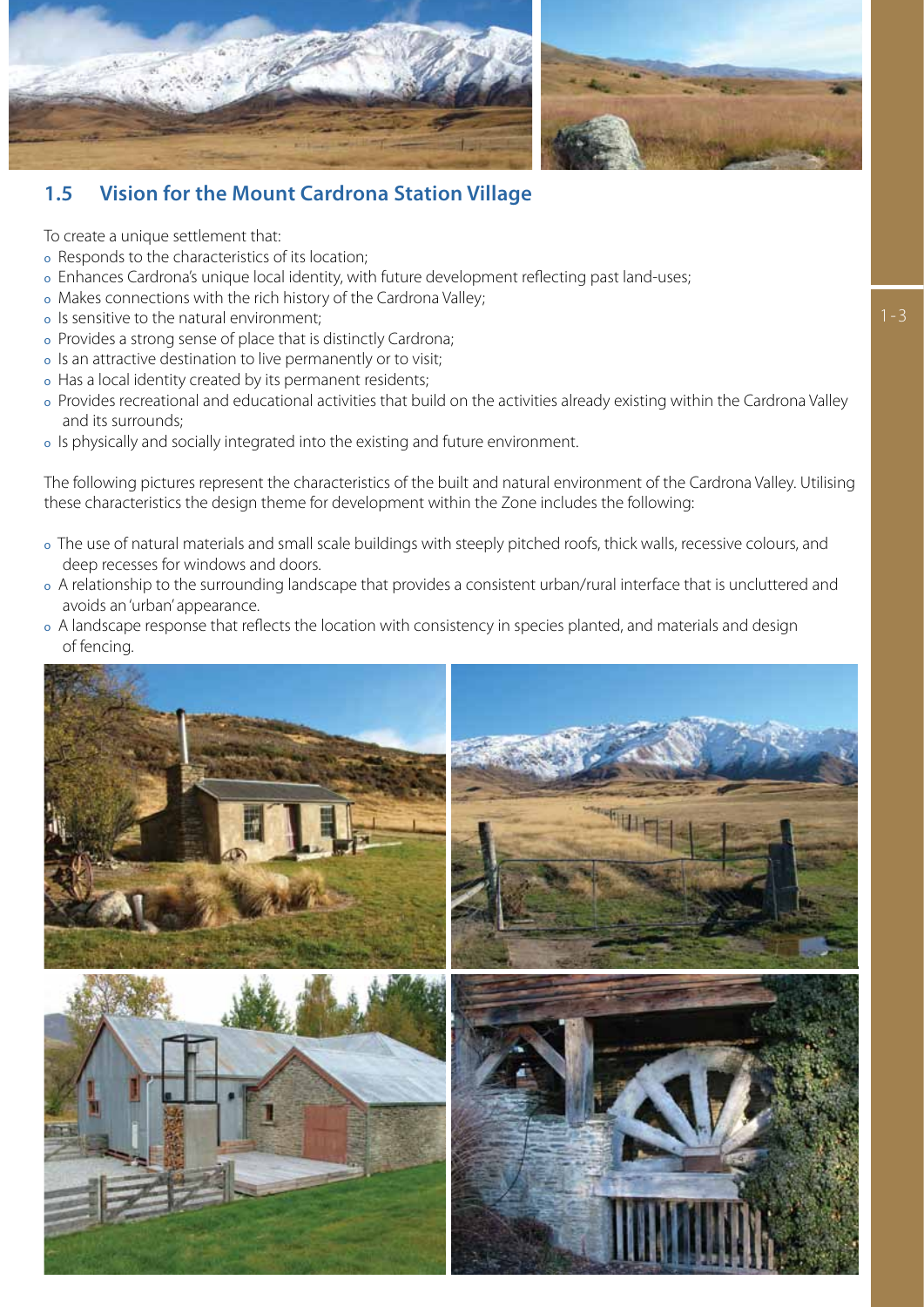## 1.5 Vision for the Mount Cardrona Station Village

To create a unique settlement that:

- Responds to the characteristics of its location;
- Enhances Cardrona's unique local identity, with future development reflecting past land-uses;
- Makes connections with the rich history of the Cardrona Valley;
- Is sensitive to the natural environment;
- Provides a strong sense of place that is distinctly Cardrona;
- Is an attractive destination to live permanently or to visit;
- Has a local identity created by its permanent residents;
- Provides recreational and educational activities that build on the activities already existing within the Cardrona Valley and its surrounds;
- Is physically and socially integrated into the existing and future environment.

The following pictures represent the characteristics of the built and natural environment of the Cardrona Valley. Utilising these characteristics the design theme for development within the Zone includes the following:

- The use of natural materials and small scale buildings with steeply pitched roofs, thick walls, recessive colours, and deep recesses for windows and doors.
- A relationship to the surrounding landscape that provides a consistent urban/rural interface that is uncluttered and avoids an 'urban' appearance.
- A landscape response that reflects the location with consistency in species planted, and materials and design of fencing.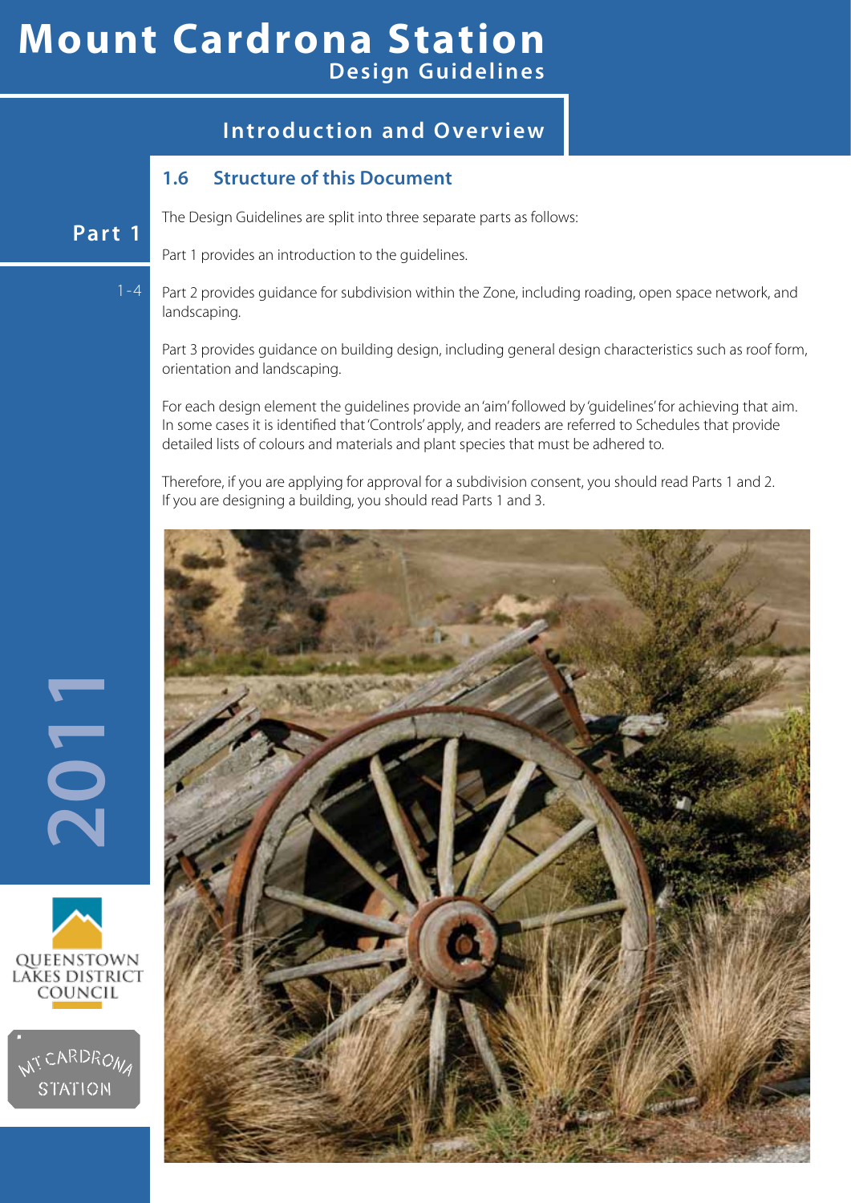## 1.6 Structure of this Document

The Design Guidelines are split into three separate parts as follows:

Part 1 provides an introduction to the guidelines.

Part 2 provides guidance for subdivision within the Zone, including roading, open space network, and landscaping.

Part 3 provides guidance on building design, including general design characteristics such as roof form, orientation and landscaping.

For each design element the guidelines provide an 'aim' followed by 'guidelines' for achieving that aim. In some cases it is identified that 'Controls' apply, and readers are referred to Schedules that provide detailed lists of colours and materials and plant species that must be adhered to.

Therefore, if you are applying for approval for a subdivision consent, you should read Parts 1 and 2. If you are designing a building, you should read Parts 1 and 3.